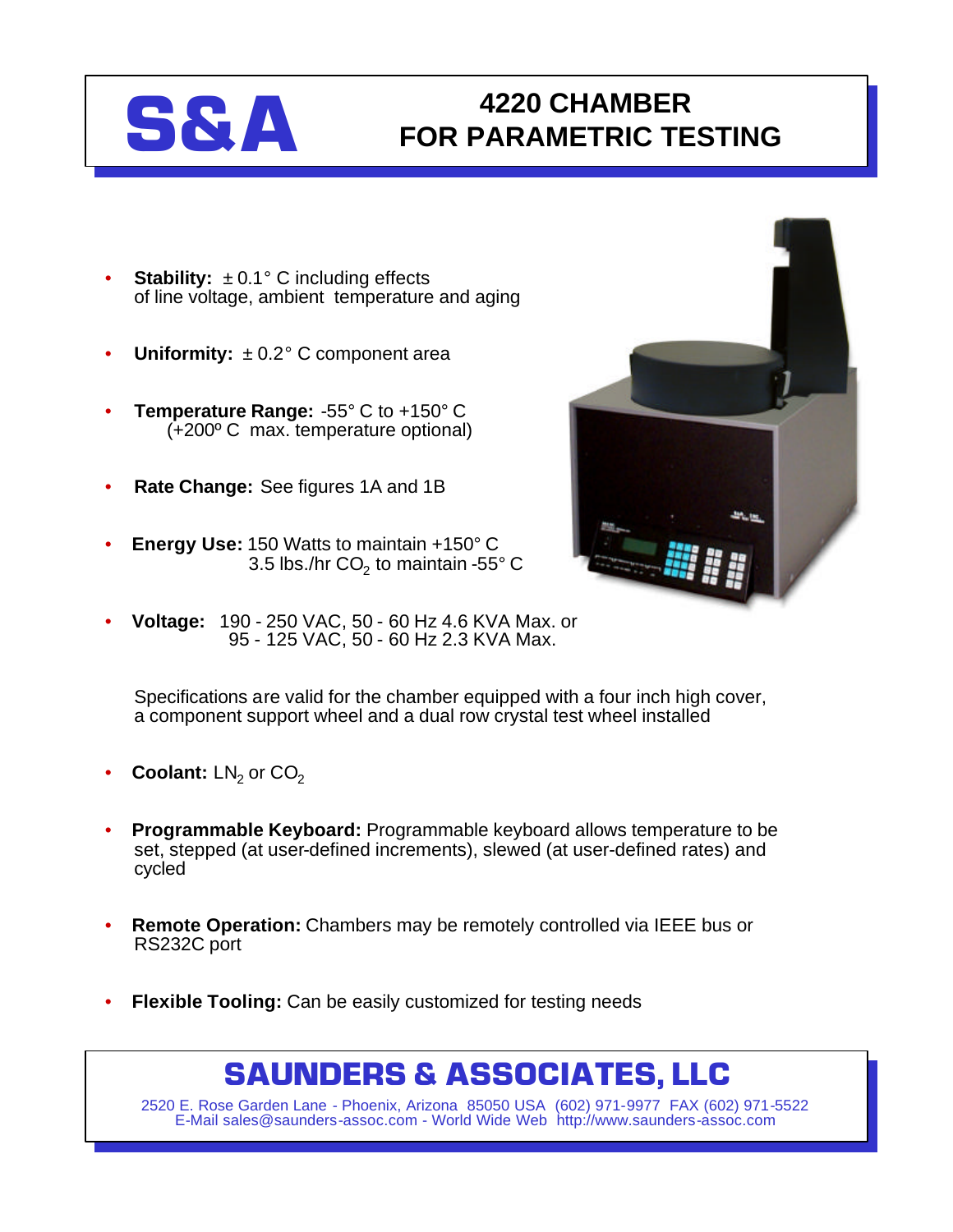# S&A

# 4220 CHAMBER FOR PARAMETRIC TESTING

- **Stability:** ± 0.1° C including effects of line voltage, ambient temperature and aging
- **Uniformity:** ± 0.2° C component area
- **Temperature Range:** -55° C to +150° C (+200º C max. temperature optional)
- **Rate Change:** See figures 1A and 1B
- **Energy Use:** 150 Watts to maintain +150° C
  3.5 lbs./hr $CO_2$ to maintain -55° C
- **Voltage:** 190 - 250 VAC, 50 - 60 Hz 4.6 KVA Max. or
  95 - 125 VAC, 50 - 60 Hz 2.3 KVA Max.

Specifications are valid for the chamber equipped with a four inch high cover, a component support wheel and a dual row crystal test wheel installed

- **Coolant:** $LN_2$ or $CO_2$
- **Programmable Keyboard:** Programmable keyboard allows temperature to be set, stepped (at user-defined increments), slewed (at user-defined rates) and cycled
- **Remote Operation:** Chambers may be remotely controlled via IEEE bus or RS232C port
- **Flexible Tooling:** Can be easily customized for testing needs

## SAUNDERS & ASSOCIATES, LLC

2520 E. Rose Garden Lane - Phoenix, Arizona 85050 USA (602) 971-9977 FAX (602) 971-5522
E-Mail sales@saunders-assoc.com - World Wide Web http://www.saunders-assoc.com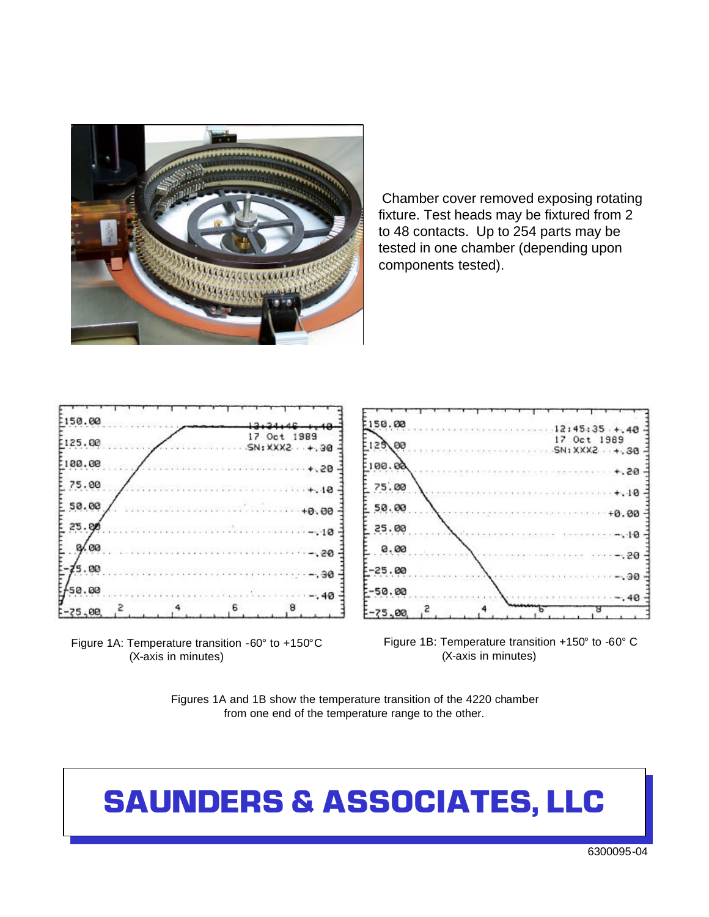Chamber cover removed exposing rotating fixture. Test heads may be fixtured from 2 to 48 contacts. Up to 254 parts may be tested in one chamber (depending upon components tested).

150.00
125.00
100.00
75.00
50.00
25.00
0.00
-25.00
-50.00
-75.00
2
4
6
8
13:34:45 +.40
17 Oct 1989
SN:XXX2 +.30
+.20
+.10
+0.00
-.10
-.20
-.30
-.40

Figure 1A: Temperature transition -60° to +150°C
(X-axis in minutes)

150.00
125.00
100.00
75.00
50.00
25.00
0.00
-25.00
-50.00
-75.00
2
4
6
8
12:45:35 +.40
17 Oct 1989
SN:XXX2 +.30
+.20
+.10
+0.00
-.10
-.20
-.30
-.40

Figure 1B: Temperature transition +150° to -60° C
(X-axis in minutes)

Figures 1A and 1B show the temperature transition of the 4220 chamber from one end of the temperature range to the other.

# SAUNDERS & ASSOCIATES, LLC

6300095-04